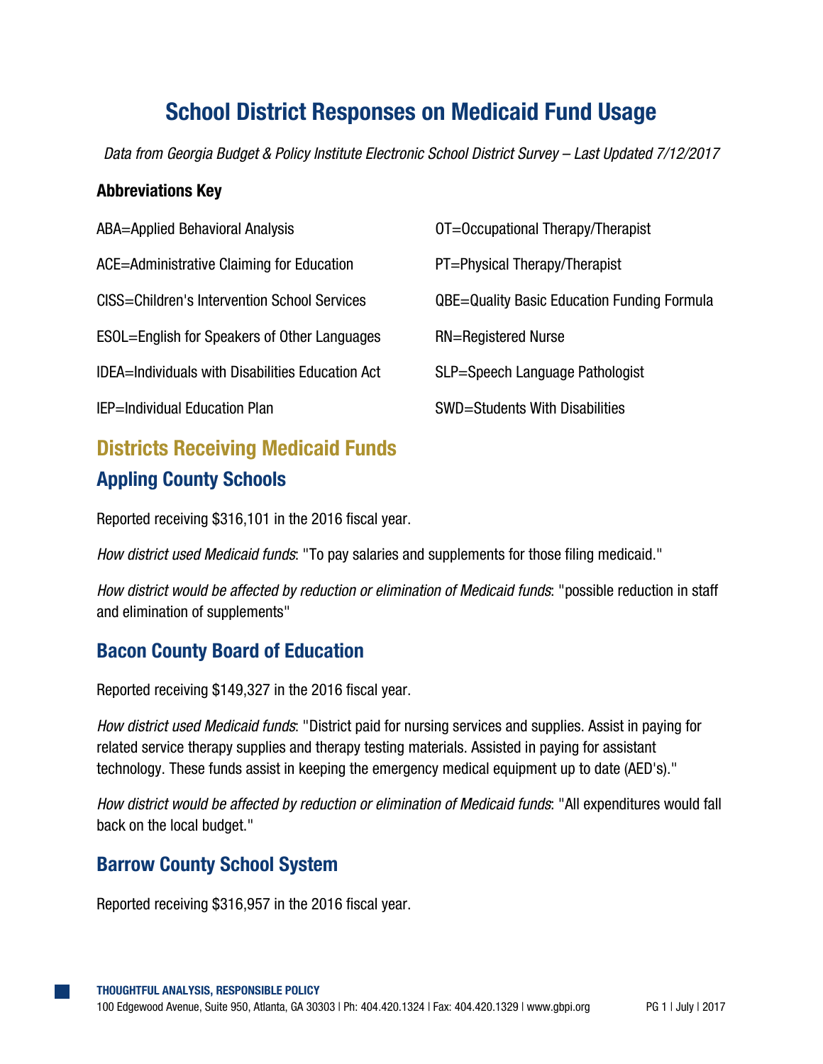# School District Responses on Medicaid Fund Usage

*Data from Georgia Budget & Policy Institute Electronic School District Survey – Last Updated 7/12/2017*

**Abbreviations Key**

ABA=Applied Behavioral Analysis

ACE=Administrative Claiming for Education

CISS=Children's Intervention School Services

ESOL=English for Speakers of Other Languages

IDEA=Individuals with Disabilities Education Act

IEP=Individual Education Plan

OT=Occupational Therapy/Therapist

PT=Physical Therapy/Therapist

QBE=Quality Basic Education Funding Formula

RN=Registered Nurse

SLP=Speech Language Pathologist

SWD=Students With Disabilities

## Districts Receiving Medicaid Funds

### Appling County Schools

Reported receiving $316,101 in the 2016 fiscal year.

*How district used Medicaid funds*: "To pay salaries and supplements for those filing medicaid."

*How district would be affected by reduction or elimination of Medicaid funds*: "possible reduction in staff and elimination of supplements"

### Bacon County Board of Education

Reported receiving $149,327 in the 2016 fiscal year.

*How district used Medicaid funds*: "District paid for nursing services and supplies. Assist in paying for related service therapy supplies and therapy testing materials. Assisted in paying for assistant technology. These funds assist in keeping the emergency medical equipment up to date (AED's)."

*How district would be affected by reduction or elimination of Medicaid funds*: "All expenditures would fall back on the local budget."

### Barrow County School System

Reported receiving $316,957 in the 2016 fiscal year.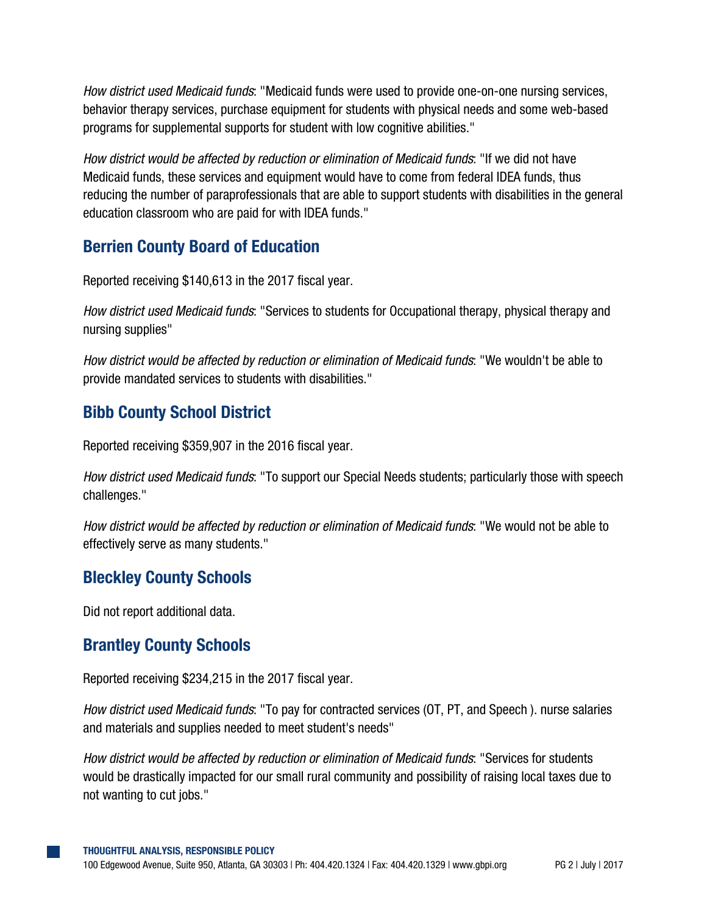*How district used Medicaid funds*: "Medicaid funds were used to provide one-on-one nursing services, behavior therapy services, purchase equipment for students with physical needs and some web-based programs for supplemental supports for student with low cognitive abilities."

*How district would be affected by reduction or elimination of Medicaid funds*: "If we did not have Medicaid funds, these services and equipment would have to come from federal IDEA funds, thus reducing the number of paraprofessionals that are able to support students with disabilities in the general education classroom who are paid for with IDEA funds."

## Berrien County Board of Education

Reported receiving $140,613 in the 2017 fiscal year.

*How district used Medicaid funds*: "Services to students for Occupational therapy, physical therapy and nursing supplies"

*How district would be affected by reduction or elimination of Medicaid funds*: "We wouldn't be able to provide mandated services to students with disabilities."

## Bibb County School District

Reported receiving $359,907 in the 2016 fiscal year.

*How district used Medicaid funds*: "To support our Special Needs students; particularly those with speech challenges."

*How district would be affected by reduction or elimination of Medicaid funds*: "We would not be able to effectively serve as many students."

## Bleckley County Schools

Did not report additional data.

## Brantley County Schools

Reported receiving $234,215 in the 2017 fiscal year.

*How district used Medicaid funds*: "To pay for contracted services (OT, PT, and Speech ). nurse salaries and materials and supplies needed to meet student's needs"

*How district would be affected by reduction or elimination of Medicaid funds*: "Services for students would be drastically impacted for our small rural community and possibility of raising local taxes due to not wanting to cut jobs."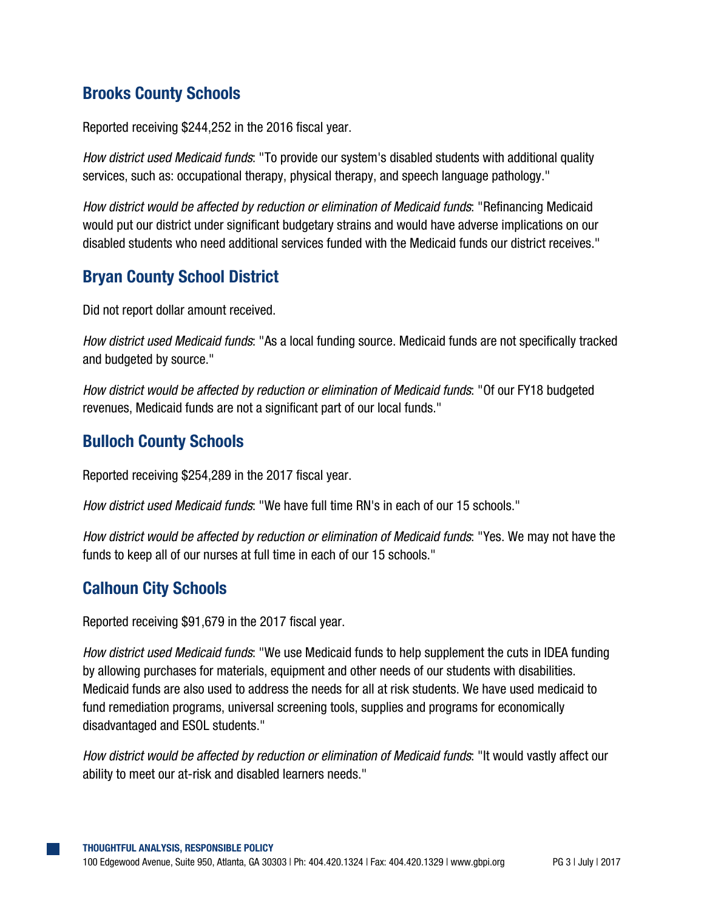## Brooks County Schools

Reported receiving $244,252 in the 2016 fiscal year.

*How district used Medicaid funds*: "To provide our system's disabled students with additional quality services, such as: occupational therapy, physical therapy, and speech language pathology."

*How district would be affected by reduction or elimination of Medicaid funds*: "Refinancing Medicaid would put our district under significant budgetary strains and would have adverse implications on our disabled students who need additional services funded with the Medicaid funds our district receives."

## Bryan County School District

Did not report dollar amount received.

*How district used Medicaid funds*: "As a local funding source. Medicaid funds are not specifically tracked and budgeted by source."

*How district would be affected by reduction or elimination of Medicaid funds*: "Of our FY18 budgeted revenues, Medicaid funds are not a significant part of our local funds."

## Bulloch County Schools

Reported receiving $254,289 in the 2017 fiscal year.

*How district used Medicaid funds*: "We have full time RN's in each of our 15 schools."

*How district would be affected by reduction or elimination of Medicaid funds*: "Yes. We may not have the funds to keep all of our nurses at full time in each of our 15 schools."

## Calhoun City Schools

Reported receiving $91,679 in the 2017 fiscal year.

*How district used Medicaid funds*: "We use Medicaid funds to help supplement the cuts in IDEA funding by allowing purchases for materials, equipment and other needs of our students with disabilities. Medicaid funds are also used to address the needs for all at risk students. We have used medicaid to fund remediation programs, universal screening tools, supplies and programs for economically disadvantaged and ESOL students."

*How district would be affected by reduction or elimination of Medicaid funds*: "It would vastly affect our ability to meet our at-risk and disabled learners needs."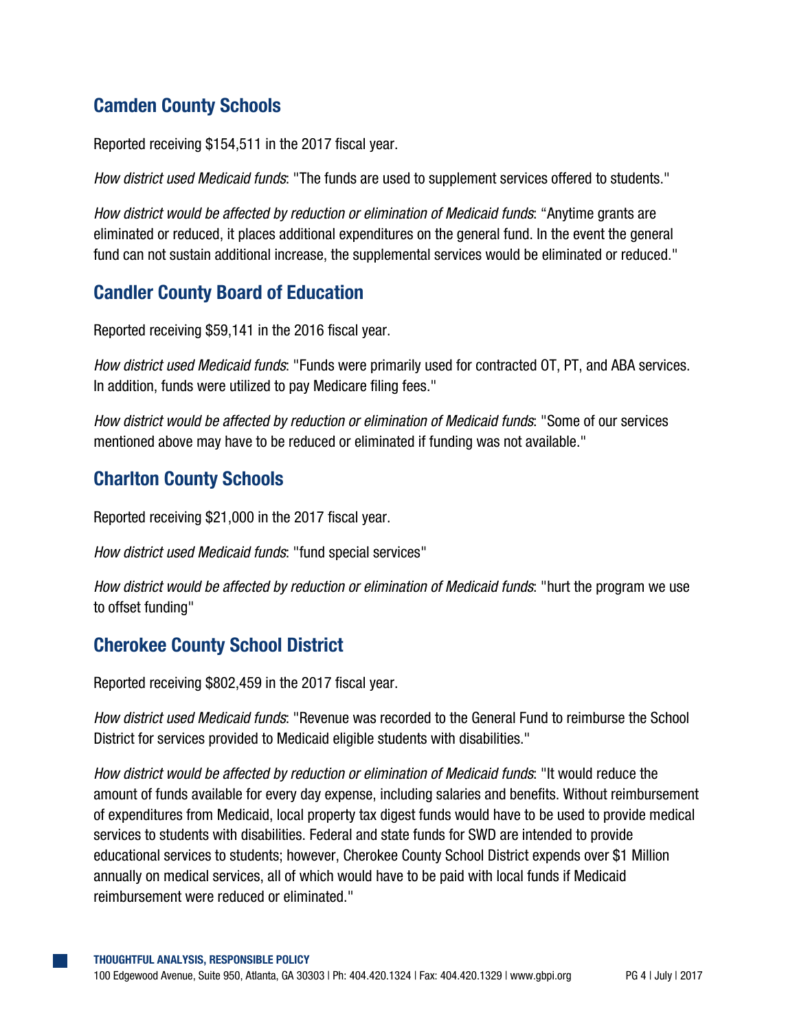## Camden County Schools

Reported receiving $154,511 in the 2017 fiscal year.

*How district used Medicaid funds*: "The funds are used to supplement services offered to students."

*How district would be affected by reduction or elimination of Medicaid funds*: "Anytime grants are eliminated or reduced, it places additional expenditures on the general fund. In the event the general fund can not sustain additional increase, the supplemental services would be eliminated or reduced."

## Candler County Board of Education

Reported receiving $59,141 in the 2016 fiscal year.

*How district used Medicaid funds*: "Funds were primarily used for contracted OT, PT, and ABA services. In addition, funds were utilized to pay Medicare filing fees."

*How district would be affected by reduction or elimination of Medicaid funds*: "Some of our services mentioned above may have to be reduced or eliminated if funding was not available."

## Charlton County Schools

Reported receiving $21,000 in the 2017 fiscal year.

*How district used Medicaid funds*: "fund special services"

*How district would be affected by reduction or elimination of Medicaid funds*: "hurt the program we use to offset funding"

## Cherokee County School District

Reported receiving $802,459 in the 2017 fiscal year.

*How district used Medicaid funds*: "Revenue was recorded to the General Fund to reimburse the School District for services provided to Medicaid eligible students with disabilities."

*How district would be affected by reduction or elimination of Medicaid funds*: "It would reduce the amount of funds available for every day expense, including salaries and benefits. Without reimbursement of expenditures from Medicaid, local property tax digest funds would have to be used to provide medical services to students with disabilities. Federal and state funds for SWD are intended to provide educational services to students; however, Cherokee County School District expends over $1 Million annually on medical services, all of which would have to be paid with local funds if Medicaid reimbursement were reduced or eliminated."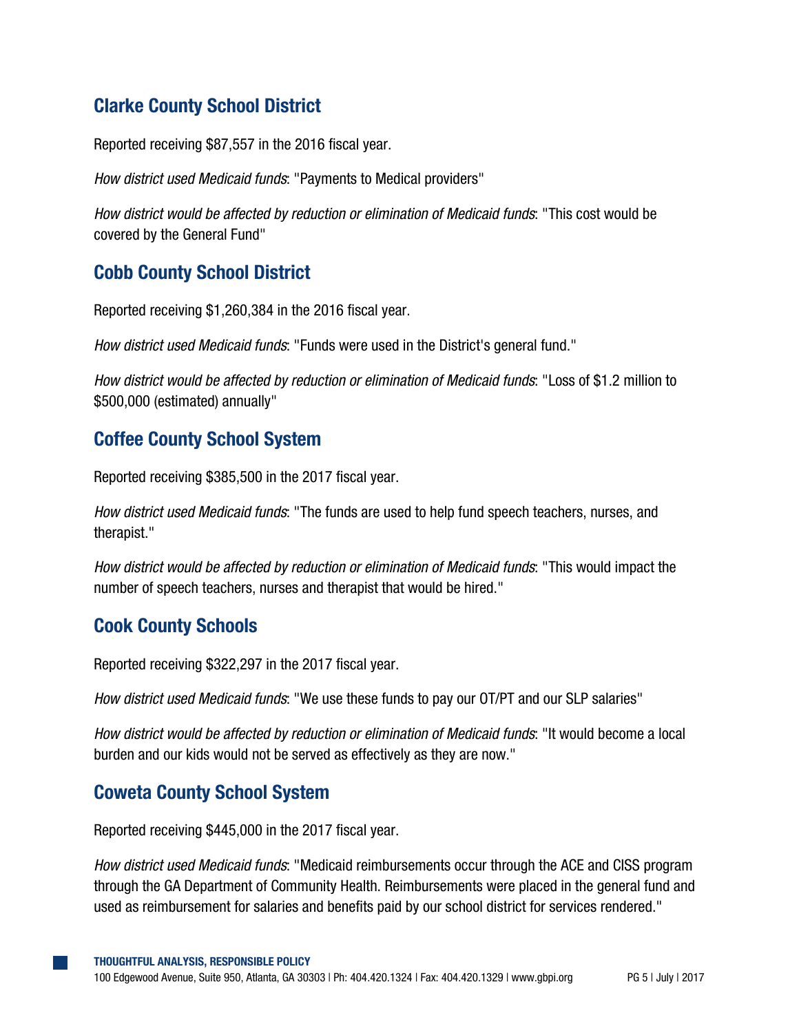## Clarke County School District

Reported receiving $87,557 in the 2016 fiscal year.

*How district used Medicaid funds*: "Payments to Medical providers"

*How district would be affected by reduction or elimination of Medicaid funds*: "This cost would be covered by the General Fund"

## Cobb County School District

Reported receiving $1,260,384 in the 2016 fiscal year.

*How district used Medicaid funds*: "Funds were used in the District's general fund."

*How district would be affected by reduction or elimination of Medicaid funds*: "Loss of $1.2 million to $500,000 (estimated) annually"

## Coffee County School System

Reported receiving $385,500 in the 2017 fiscal year.

*How district used Medicaid funds*: "The funds are used to help fund speech teachers, nurses, and therapist."

*How district would be affected by reduction or elimination of Medicaid funds*: "This would impact the number of speech teachers, nurses and therapist that would be hired."

## Cook County Schools

Reported receiving $322,297 in the 2017 fiscal year.

*How district used Medicaid funds*: "We use these funds to pay our OT/PT and our SLP salaries"

*How district would be affected by reduction or elimination of Medicaid funds*: "It would become a local burden and our kids would not be served as effectively as they are now."

## Coweta County School System

Reported receiving $445,000 in the 2017 fiscal year.

*How district used Medicaid funds*: "Medicaid reimbursements occur through the ACE and CISS program through the GA Department of Community Health. Reimbursements were placed in the general fund and used as reimbursement for salaries and benefits paid by our school district for services rendered."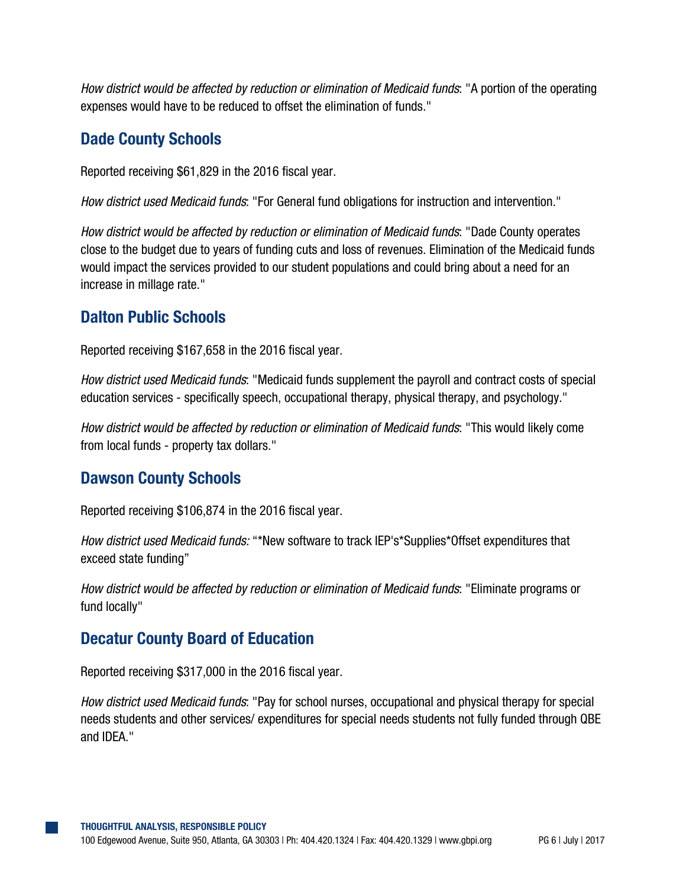*How district would be affected by reduction or elimination of Medicaid funds*: "A portion of the operating expenses would have to be reduced to offset the elimination of funds."

## Dade County Schools

Reported receiving $61,829 in the 2016 fiscal year.

*How district used Medicaid funds*: "For General fund obligations for instruction and intervention."

*How district would be affected by reduction or elimination of Medicaid funds*: "Dade County operates close to the budget due to years of funding cuts and loss of revenues. Elimination of the Medicaid funds would impact the services provided to our student populations and could bring about a need for an increase in millage rate."

## Dalton Public Schools

Reported receiving $167,658 in the 2016 fiscal year.

*How district used Medicaid funds*: "Medicaid funds supplement the payroll and contract costs of special education services - specifically speech, occupational therapy, physical therapy, and psychology."

*How district would be affected by reduction or elimination of Medicaid funds*: "This would likely come from local funds - property tax dollars."

## Dawson County Schools

Reported receiving $106,874 in the 2016 fiscal year.

*How district used Medicaid funds:* "*New software to track IEP's*Supplies*Offset expenditures that exceed state funding"

*How district would be affected by reduction or elimination of Medicaid funds*: "Eliminate programs or fund locally"

## Decatur County Board of Education

Reported receiving $317,000 in the 2016 fiscal year.

*How district used Medicaid funds*: "Pay for school nurses, occupational and physical therapy for special needs students and other services/ expenditures for special needs students not fully funded through QBE and IDEA."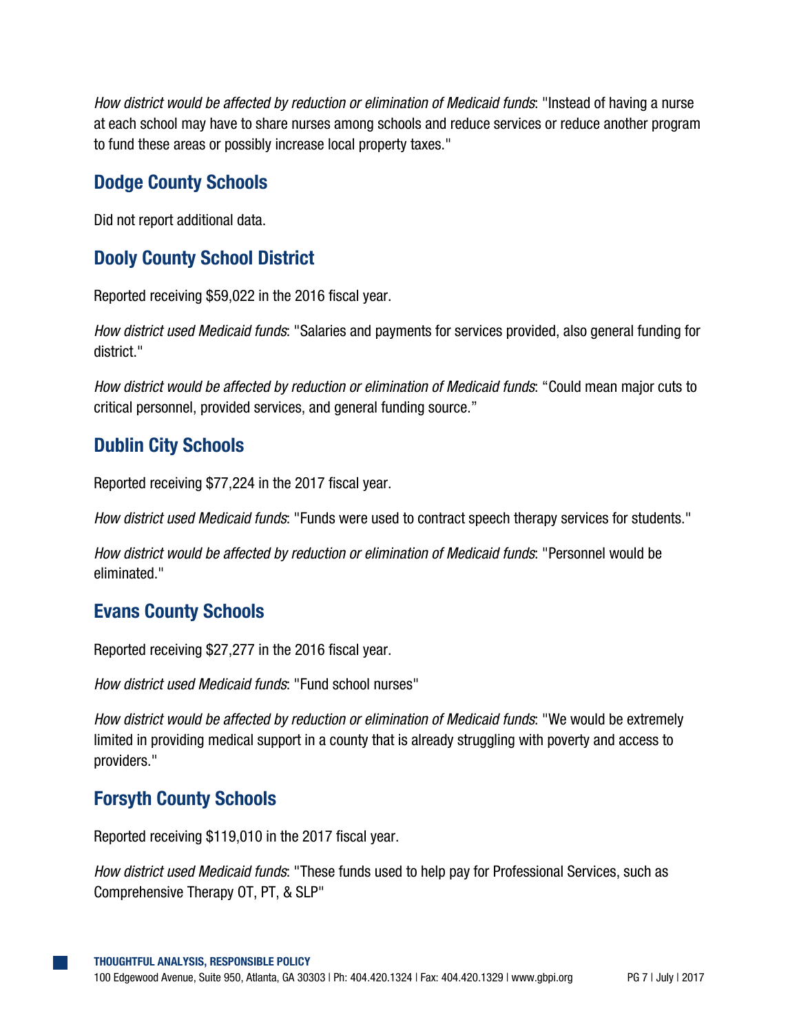*How district would be affected by reduction or elimination of Medicaid funds*: "Instead of having a nurse at each school may have to share nurses among schools and reduce services or reduce another program to fund these areas or possibly increase local property taxes."

## Dodge County Schools

Did not report additional data.

## Dooly County School District

Reported receiving $59,022 in the 2016 fiscal year.

*How district used Medicaid funds*: "Salaries and payments for services provided, also general funding for district."

*How district would be affected by reduction or elimination of Medicaid funds*: "Could mean major cuts to critical personnel, provided services, and general funding source."

## Dublin City Schools

Reported receiving $77,224 in the 2017 fiscal year.

*How district used Medicaid funds*: "Funds were used to contract speech therapy services for students."

*How district would be affected by reduction or elimination of Medicaid funds*: "Personnel would be eliminated."

## Evans County Schools

Reported receiving $27,277 in the 2016 fiscal year.

*How district used Medicaid funds*: "Fund school nurses"

*How district would be affected by reduction or elimination of Medicaid funds*: "We would be extremely limited in providing medical support in a county that is already struggling with poverty and access to providers."

## Forsyth County Schools

Reported receiving $119,010 in the 2017 fiscal year.

*How district used Medicaid funds*: "These funds used to help pay for Professional Services, such as Comprehensive Therapy OT, PT, & SLP"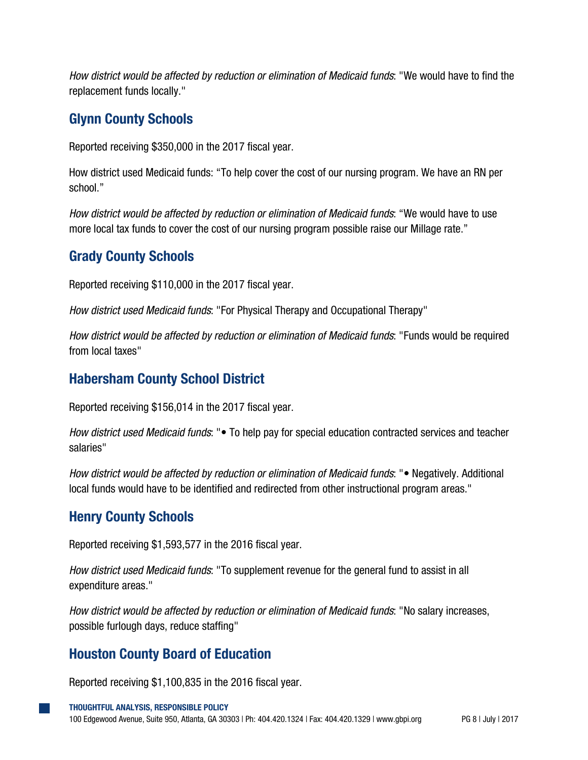*How district would be affected by reduction or elimination of Medicaid funds*: "We would have to find the replacement funds locally."

## Glynn County Schools

Reported receiving $350,000 in the 2017 fiscal year.

How district used Medicaid funds: "To help cover the cost of our nursing program. We have an RN per school."

*How district would be affected by reduction or elimination of Medicaid funds*: "We would have to use more local tax funds to cover the cost of our nursing program possible raise our Millage rate."

## Grady County Schools

Reported receiving $110,000 in the 2017 fiscal year.

*How district used Medicaid funds*: "For Physical Therapy and Occupational Therapy"

*How district would be affected by reduction or elimination of Medicaid funds*: "Funds would be required from local taxes"

## Habersham County School District

Reported receiving $156,014 in the 2017 fiscal year.

*How district used Medicaid funds*: "• To help pay for special education contracted services and teacher salaries"

*How district would be affected by reduction or elimination of Medicaid funds*: "• Negatively. Additional local funds would have to be identified and redirected from other instructional program areas."

## Henry County Schools

Reported receiving $1,593,577 in the 2016 fiscal year.

*How district used Medicaid funds*: "To supplement revenue for the general fund to assist in all expenditure areas."

*How district would be affected by reduction or elimination of Medicaid funds*: "No salary increases, possible furlough days, reduce staffing"

## Houston County Board of Education

Reported receiving $1,100,835 in the 2016 fiscal year.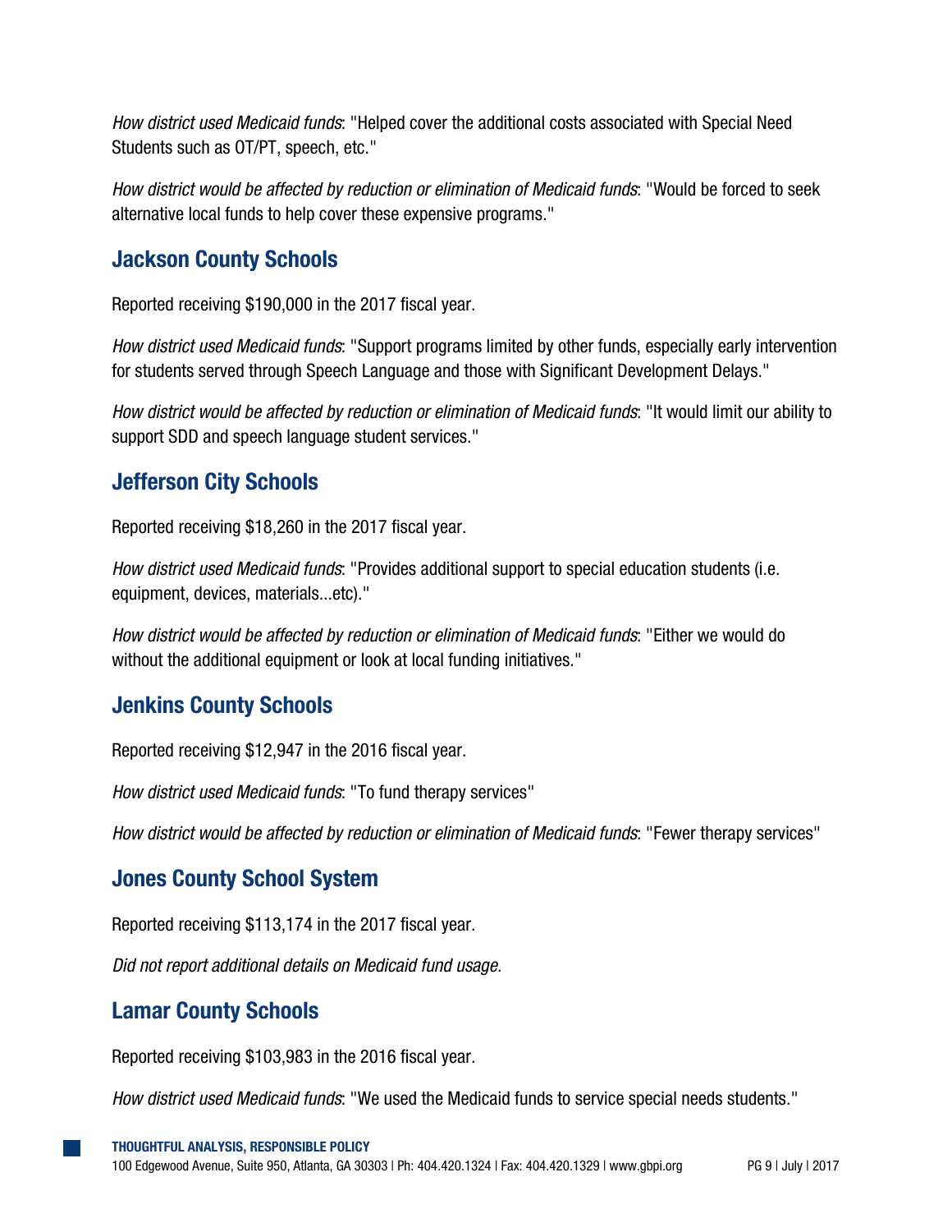*How district used Medicaid funds*: "Helped cover the additional costs associated with Special Need Students such as OT/PT, speech, etc."

*How district would be affected by reduction or elimination of Medicaid funds*: "Would be forced to seek alternative local funds to help cover these expensive programs."

## Jackson County Schools

Reported receiving $190,000 in the 2017 fiscal year.

*How district used Medicaid funds*: "Support programs limited by other funds, especially early intervention for students served through Speech Language and those with Significant Development Delays."

*How district would be affected by reduction or elimination of Medicaid funds*: "It would limit our ability to support SDD and speech language student services."

## Jefferson City Schools

Reported receiving $18,260 in the 2017 fiscal year.

*How district used Medicaid funds*: "Provides additional support to special education students (i.e. equipment, devices, materials...etc)."

*How district would be affected by reduction or elimination of Medicaid funds*: "Either we would do without the additional equipment or look at local funding initiatives."

## Jenkins County Schools

Reported receiving $12,947 in the 2016 fiscal year.

*How district used Medicaid funds*: "To fund therapy services"

*How district would be affected by reduction or elimination of Medicaid funds*: "Fewer therapy services"

## Jones County School System

Reported receiving $113,174 in the 2017 fiscal year.

*Did not report additional details on Medicaid fund usage.*

## Lamar County Schools

Reported receiving $103,983 in the 2016 fiscal year.

*How district used Medicaid funds*: "We used the Medicaid funds to service special needs students."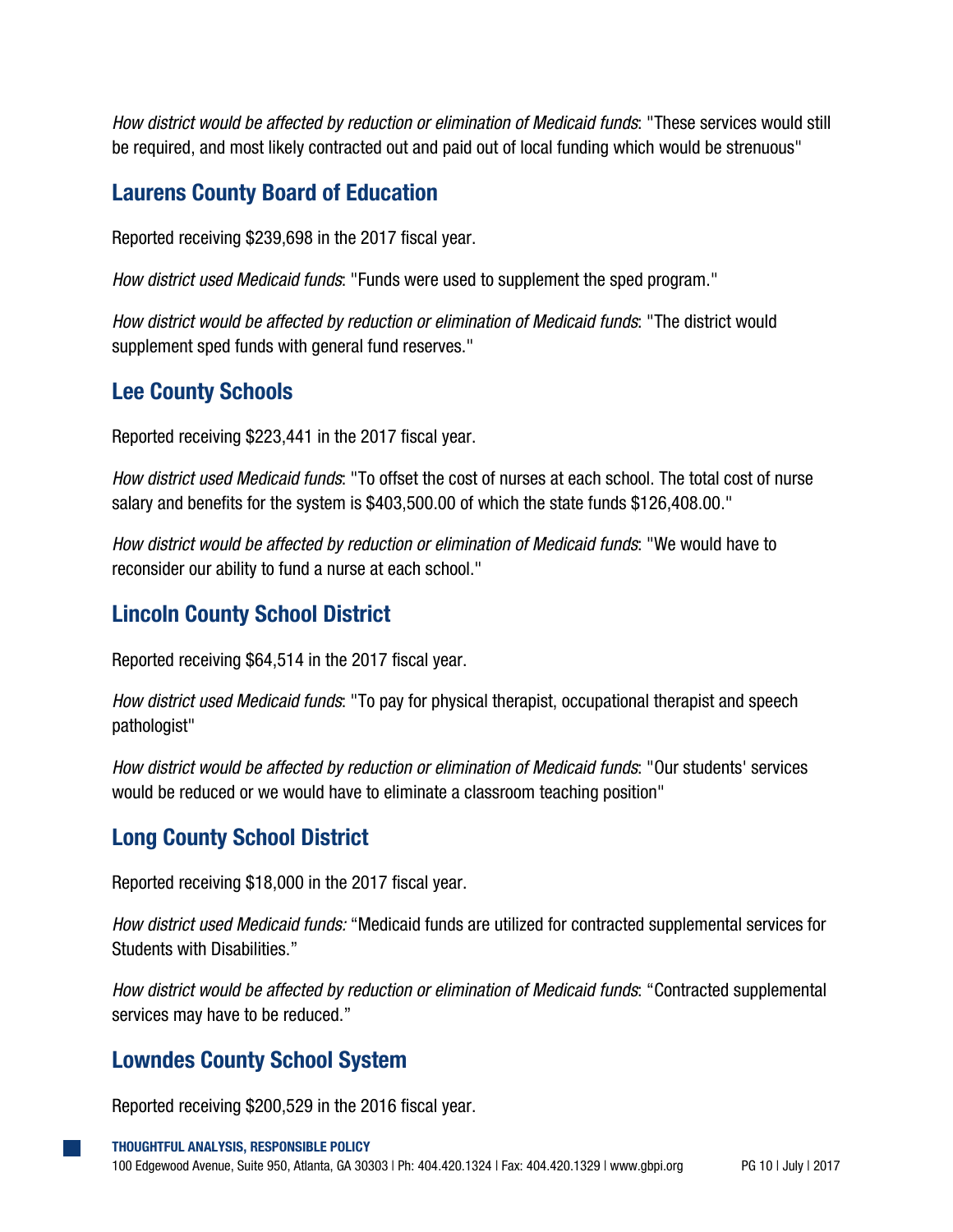*How district would be affected by reduction or elimination of Medicaid funds*: "These services would still be required, and most likely contracted out and paid out of local funding which would be strenuous"

## Laurens County Board of Education

Reported receiving $239,698 in the 2017 fiscal year.

*How district used Medicaid funds*: "Funds were used to supplement the sped program."

*How district would be affected by reduction or elimination of Medicaid funds*: "The district would supplement sped funds with general fund reserves."

## Lee County Schools

Reported receiving $223,441 in the 2017 fiscal year.

*How district used Medicaid funds*: "To offset the cost of nurses at each school. The total cost of nurse salary and benefits for the system is $403,500.00 of which the state funds $126,408.00."

*How district would be affected by reduction or elimination of Medicaid funds*: "We would have to reconsider our ability to fund a nurse at each school."

## Lincoln County School District

Reported receiving $64,514 in the 2017 fiscal year.

*How district used Medicaid funds*: "To pay for physical therapist, occupational therapist and speech pathologist"

*How district would be affected by reduction or elimination of Medicaid funds*: "Our students' services would be reduced or we would have to eliminate a classroom teaching position"

## Long County School District

Reported receiving $18,000 in the 2017 fiscal year.

*How district used Medicaid funds:* "Medicaid funds are utilized for contracted supplemental services for Students with Disabilities."

*How district would be affected by reduction or elimination of Medicaid funds*: "Contracted supplemental services may have to be reduced."

## Lowndes County School System

Reported receiving $200,529 in the 2016 fiscal year.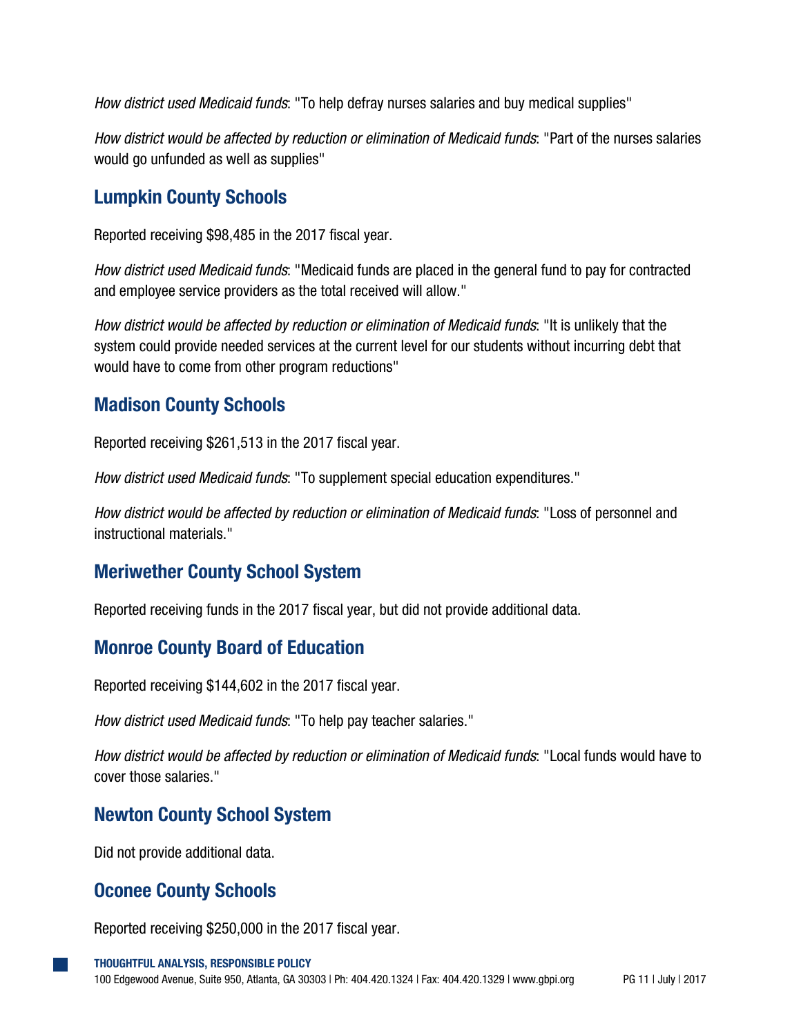*How district used Medicaid funds*: "To help defray nurses salaries and buy medical supplies"

*How district would be affected by reduction or elimination of Medicaid funds*: "Part of the nurses salaries would go unfunded as well as supplies"

## Lumpkin County Schools

Reported receiving $98,485 in the 2017 fiscal year.

*How district used Medicaid funds*: "Medicaid funds are placed in the general fund to pay for contracted and employee service providers as the total received will allow."

*How district would be affected by reduction or elimination of Medicaid funds*: "It is unlikely that the system could provide needed services at the current level for our students without incurring debt that would have to come from other program reductions"

## Madison County Schools

Reported receiving $261,513 in the 2017 fiscal year.

*How district used Medicaid funds*: "To supplement special education expenditures."

*How district would be affected by reduction or elimination of Medicaid funds*: "Loss of personnel and instructional materials."

## Meriwether County School System

Reported receiving funds in the 2017 fiscal year, but did not provide additional data.

## Monroe County Board of Education

Reported receiving $144,602 in the 2017 fiscal year.

*How district used Medicaid funds*: "To help pay teacher salaries."

*How district would be affected by reduction or elimination of Medicaid funds*: "Local funds would have to cover those salaries."

## Newton County School System

Did not provide additional data.

## Oconee County Schools

Reported receiving $250,000 in the 2017 fiscal year.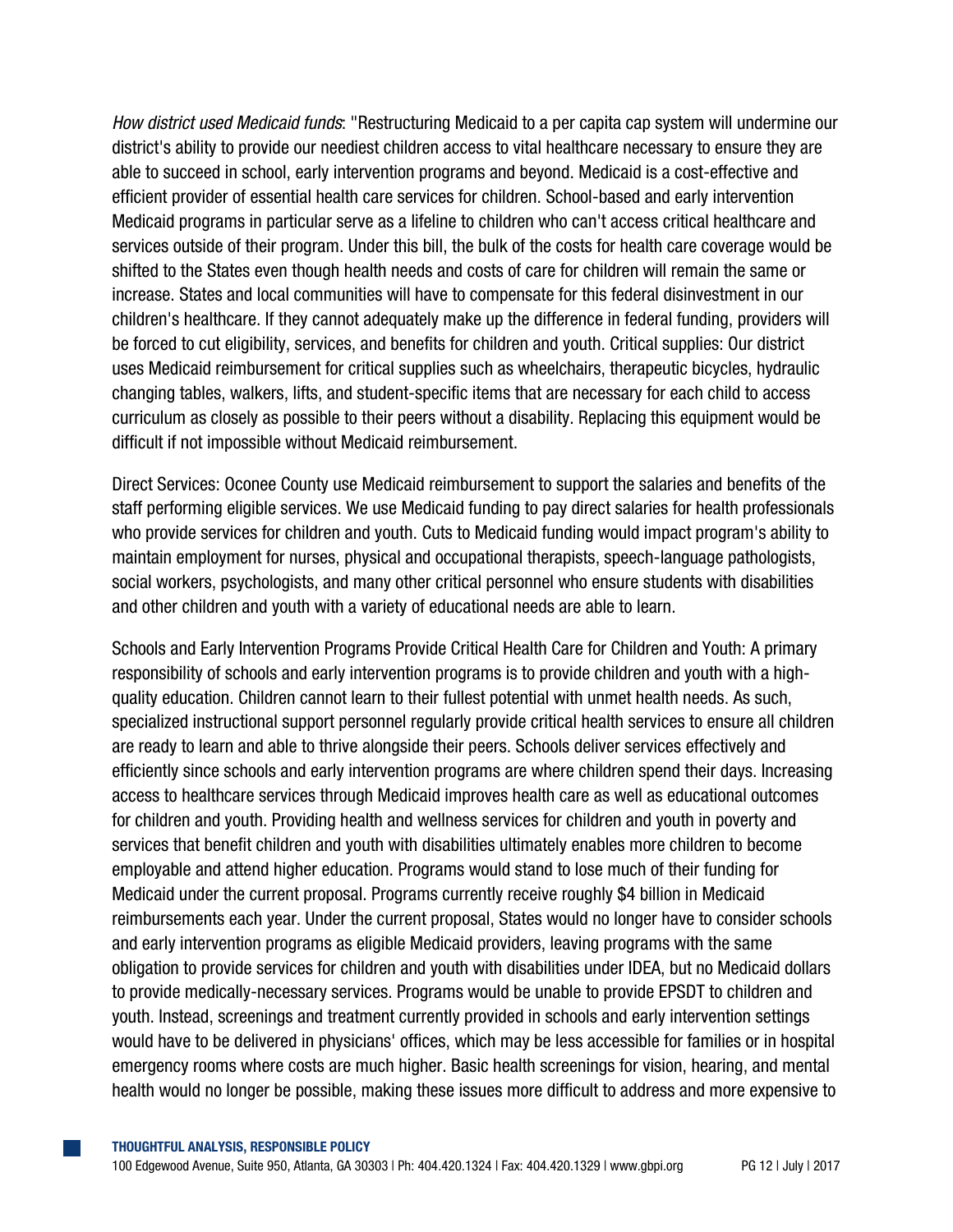*How district used Medicaid funds*: "Restructuring Medicaid to a per capita cap system will undermine our district's ability to provide our neediest children access to vital healthcare necessary to ensure they are able to succeed in school, early intervention programs and beyond. Medicaid is a cost-effective and efficient provider of essential health care services for children. School-based and early intervention Medicaid programs in particular serve as a lifeline to children who can't access critical healthcare and services outside of their program. Under this bill, the bulk of the costs for health care coverage would be shifted to the States even though health needs and costs of care for children will remain the same or increase. States and local communities will have to compensate for this federal disinvestment in our children's healthcare. If they cannot adequately make up the difference in federal funding, providers will be forced to cut eligibility, services, and benefits for children and youth. Critical supplies: Our district uses Medicaid reimbursement for critical supplies such as wheelchairs, therapeutic bicycles, hydraulic changing tables, walkers, lifts, and student-specific items that are necessary for each child to access curriculum as closely as possible to their peers without a disability. Replacing this equipment would be difficult if not impossible without Medicaid reimbursement.

Direct Services: Oconee County use Medicaid reimbursement to support the salaries and benefits of the staff performing eligible services. We use Medicaid funding to pay direct salaries for health professionals who provide services for children and youth. Cuts to Medicaid funding would impact program's ability to maintain employment for nurses, physical and occupational therapists, speech-language pathologists, social workers, psychologists, and many other critical personnel who ensure students with disabilities and other children and youth with a variety of educational needs are able to learn.

Schools and Early Intervention Programs Provide Critical Health Care for Children and Youth: A primary responsibility of schools and early intervention programs is to provide children and youth with a high-quality education. Children cannot learn to their fullest potential with unmet health needs. As such, specialized instructional support personnel regularly provide critical health services to ensure all children are ready to learn and able to thrive alongside their peers. Schools deliver services effectively and efficiently since schools and early intervention programs are where children spend their days. Increasing access to healthcare services through Medicaid improves health care as well as educational outcomes for children and youth. Providing health and wellness services for children and youth in poverty and services that benefit children and youth with disabilities ultimately enables more children to become employable and attend higher education. Programs would stand to lose much of their funding for Medicaid under the current proposal. Programs currently receive roughly $4 billion in Medicaid reimbursements each year. Under the current proposal, States would no longer have to consider schools and early intervention programs as eligible Medicaid providers, leaving programs with the same obligation to provide services for children and youth with disabilities under IDEA, but no Medicaid dollars to provide medically-necessary services. Programs would be unable to provide EPSDT to children and youth. Instead, screenings and treatment currently provided in schools and early intervention settings would have to be delivered in physicians' offices, which may be less accessible for families or in hospital emergency rooms where costs are much higher. Basic health screenings for vision, hearing, and mental health would no longer be possible, making these issues more difficult to address and more expensive to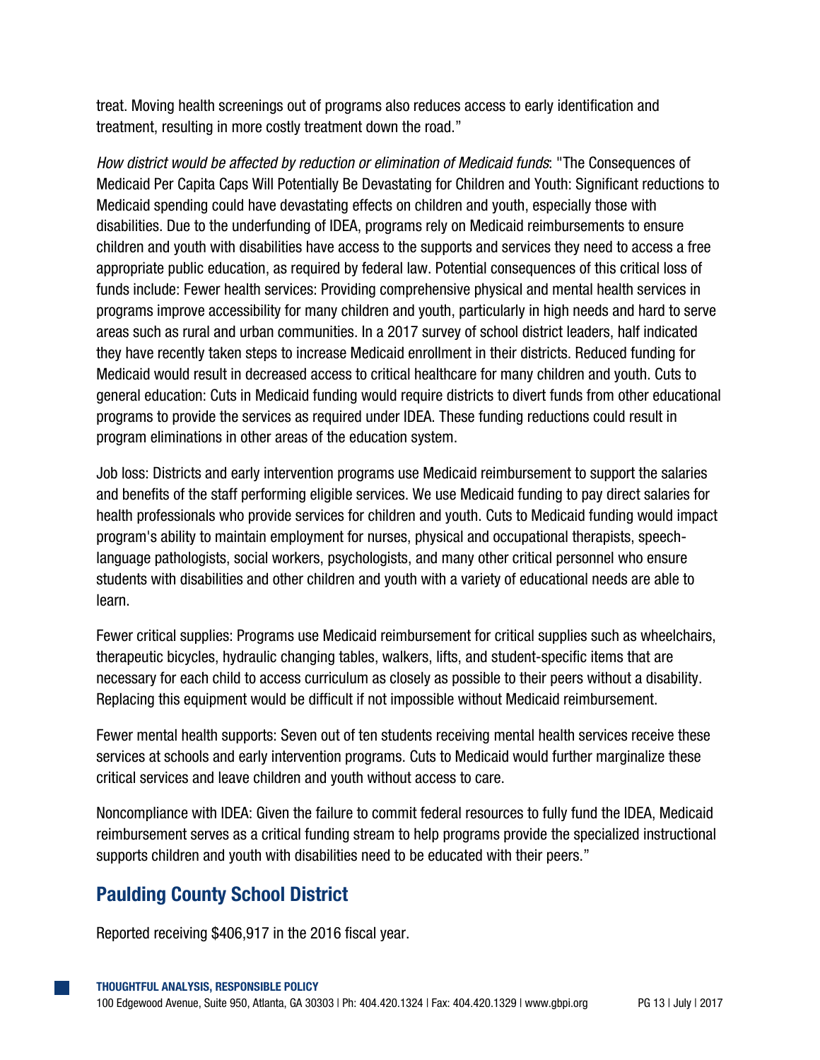treat. Moving health screenings out of programs also reduces access to early identification and treatment, resulting in more costly treatment down the road."

*How district would be affected by reduction or elimination of Medicaid funds*: "The Consequences of Medicaid Per Capita Caps Will Potentially Be Devastating for Children and Youth: Significant reductions to Medicaid spending could have devastating effects on children and youth, especially those with disabilities. Due to the underfunding of IDEA, programs rely on Medicaid reimbursements to ensure children and youth with disabilities have access to the supports and services they need to access a free appropriate public education, as required by federal law. Potential consequences of this critical loss of funds include: Fewer health services: Providing comprehensive physical and mental health services in programs improve accessibility for many children and youth, particularly in high needs and hard to serve areas such as rural and urban communities. In a 2017 survey of school district leaders, half indicated they have recently taken steps to increase Medicaid enrollment in their districts. Reduced funding for Medicaid would result in decreased access to critical healthcare for many children and youth. Cuts to general education: Cuts in Medicaid funding would require districts to divert funds from other educational programs to provide the services as required under IDEA. These funding reductions could result in program eliminations in other areas of the education system.

Job loss: Districts and early intervention programs use Medicaid reimbursement to support the salaries and benefits of the staff performing eligible services. We use Medicaid funding to pay direct salaries for health professionals who provide services for children and youth. Cuts to Medicaid funding would impact program's ability to maintain employment for nurses, physical and occupational therapists, speech-language pathologists, social workers, psychologists, and many other critical personnel who ensure students with disabilities and other children and youth with a variety of educational needs are able to learn.

Fewer critical supplies: Programs use Medicaid reimbursement for critical supplies such as wheelchairs, therapeutic bicycles, hydraulic changing tables, walkers, lifts, and student-specific items that are necessary for each child to access curriculum as closely as possible to their peers without a disability. Replacing this equipment would be difficult if not impossible without Medicaid reimbursement.

Fewer mental health supports: Seven out of ten students receiving mental health services receive these services at schools and early intervention programs. Cuts to Medicaid would further marginalize these critical services and leave children and youth without access to care.

Noncompliance with IDEA: Given the failure to commit federal resources to fully fund the IDEA, Medicaid reimbursement serves as a critical funding stream to help programs provide the specialized instructional supports children and youth with disabilities need to be educated with their peers."

## Paulding County School District

Reported receiving $406,917 in the 2016 fiscal year.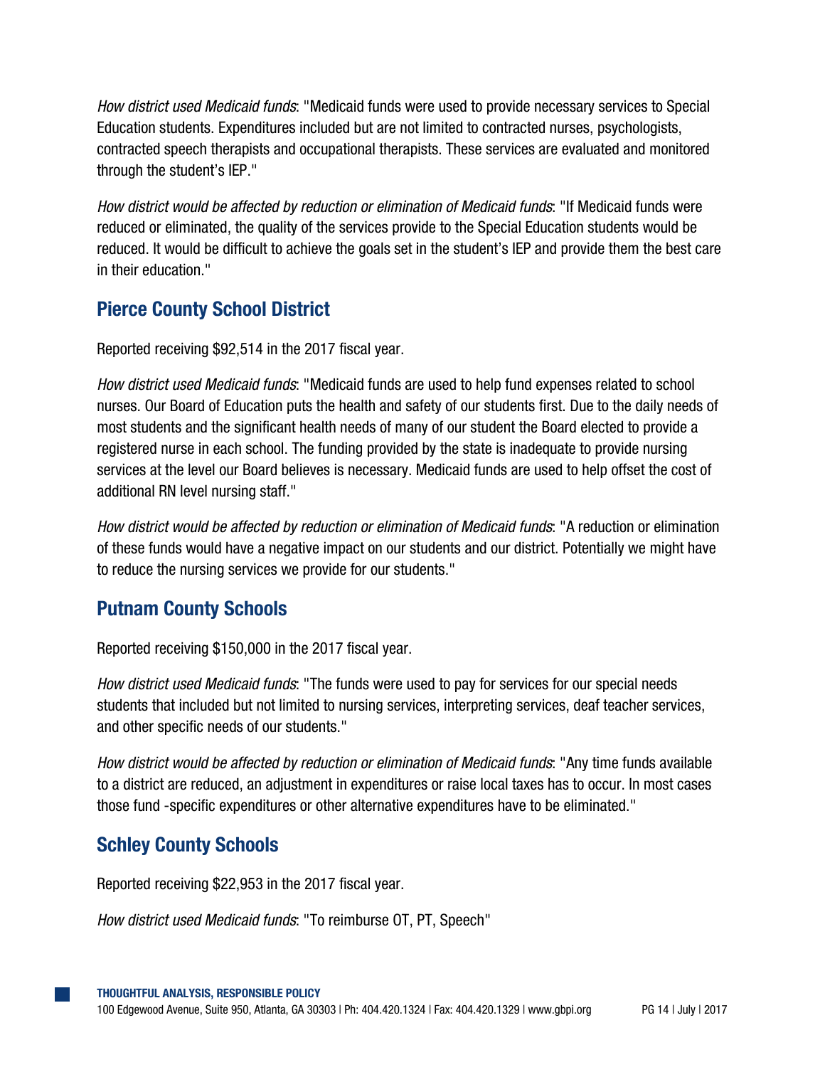*How district used Medicaid funds*: "Medicaid funds were used to provide necessary services to Special Education students. Expenditures included but are not limited to contracted nurses, psychologists, contracted speech therapists and occupational therapists. These services are evaluated and monitored through the student's IEP."

*How district would be affected by reduction or elimination of Medicaid funds*: "If Medicaid funds were reduced or eliminated, the quality of the services provide to the Special Education students would be reduced. It would be difficult to achieve the goals set in the student's IEP and provide them the best care in their education."

## Pierce County School District

Reported receiving $92,514 in the 2017 fiscal year.

*How district used Medicaid funds*: "Medicaid funds are used to help fund expenses related to school nurses. Our Board of Education puts the health and safety of our students first. Due to the daily needs of most students and the significant health needs of many of our student the Board elected to provide a registered nurse in each school. The funding provided by the state is inadequate to provide nursing services at the level our Board believes is necessary. Medicaid funds are used to help offset the cost of additional RN level nursing staff."

*How district would be affected by reduction or elimination of Medicaid funds*: "A reduction or elimination of these funds would have a negative impact on our students and our district. Potentially we might have to reduce the nursing services we provide for our students."

## Putnam County Schools

Reported receiving $150,000 in the 2017 fiscal year.

*How district used Medicaid funds*: "The funds were used to pay for services for our special needs students that included but not limited to nursing services, interpreting services, deaf teacher services, and other specific needs of our students."

*How district would be affected by reduction or elimination of Medicaid funds*: "Any time funds available to a district are reduced, an adjustment in expenditures or raise local taxes has to occur. In most cases those fund -specific expenditures or other alternative expenditures have to be eliminated."

## Schley County Schools

Reported receiving $22,953 in the 2017 fiscal year.

*How district used Medicaid funds*: "To reimburse OT, PT, Speech"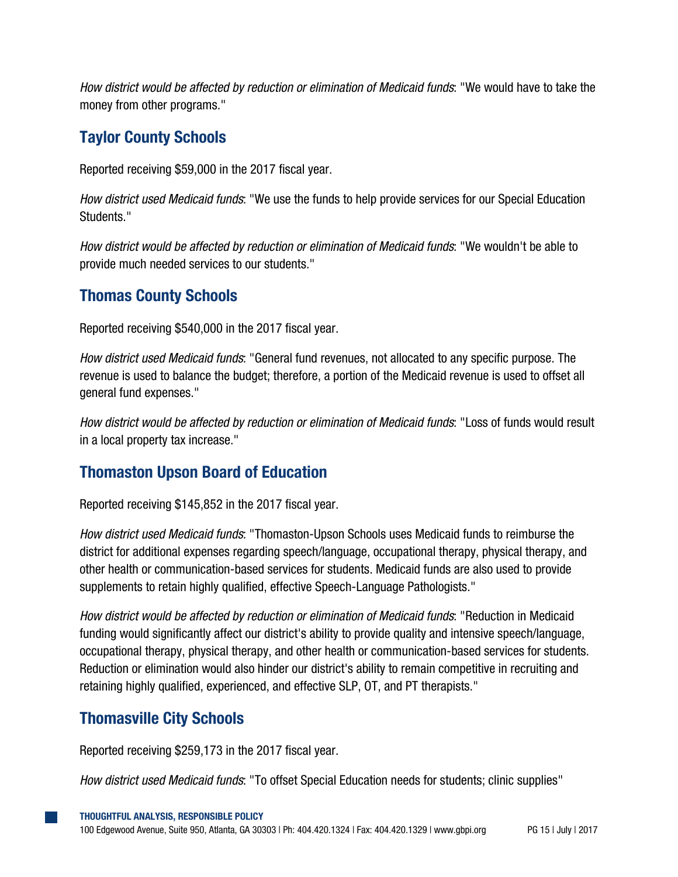*How district would be affected by reduction or elimination of Medicaid funds*: "We would have to take the money from other programs."

## Taylor County Schools

Reported receiving $59,000 in the 2017 fiscal year.

*How district used Medicaid funds*: "We use the funds to help provide services for our Special Education Students."

*How district would be affected by reduction or elimination of Medicaid funds*: "We wouldn't be able to provide much needed services to our students."

## Thomas County Schools

Reported receiving $540,000 in the 2017 fiscal year.

*How district used Medicaid funds*: "General fund revenues, not allocated to any specific purpose. The revenue is used to balance the budget; therefore, a portion of the Medicaid revenue is used to offset all general fund expenses."

*How district would be affected by reduction or elimination of Medicaid funds*: "Loss of funds would result in a local property tax increase."

## Thomaston Upson Board of Education

Reported receiving $145,852 in the 2017 fiscal year.

*How district used Medicaid funds*: "Thomaston-Upson Schools uses Medicaid funds to reimburse the district for additional expenses regarding speech/language, occupational therapy, physical therapy, and other health or communication-based services for students. Medicaid funds are also used to provide supplements to retain highly qualified, effective Speech-Language Pathologists."

*How district would be affected by reduction or elimination of Medicaid funds*: "Reduction in Medicaid funding would significantly affect our district's ability to provide quality and intensive speech/language, occupational therapy, physical therapy, and other health or communication-based services for students. Reduction or elimination would also hinder our district's ability to remain competitive in recruiting and retaining highly qualified, experienced, and effective SLP, OT, and PT therapists."

## Thomasville City Schools

Reported receiving $259,173 in the 2017 fiscal year.

*How district used Medicaid funds*: "To offset Special Education needs for students; clinic supplies"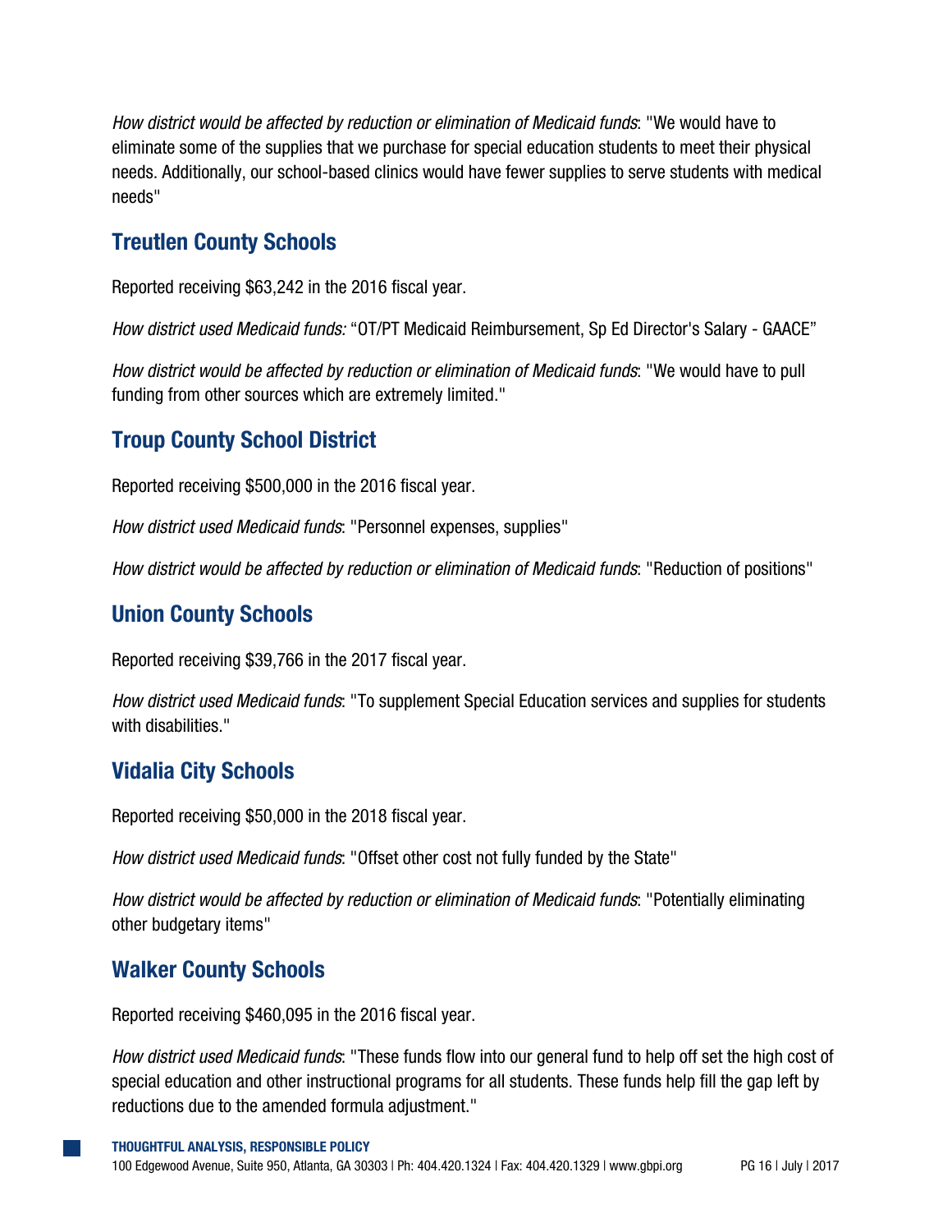*How district would be affected by reduction or elimination of Medicaid funds*: "We would have to eliminate some of the supplies that we purchase for special education students to meet their physical needs. Additionally, our school-based clinics would have fewer supplies to serve students with medical needs"

## Treutlen County Schools

Reported receiving $63,242 in the 2016 fiscal year.

*How district used Medicaid funds:* "OT/PT Medicaid Reimbursement, Sp Ed Director's Salary - GAACE"

*How district would be affected by reduction or elimination of Medicaid funds*: "We would have to pull funding from other sources which are extremely limited."

## Troup County School District

Reported receiving $500,000 in the 2016 fiscal year.

*How district used Medicaid funds*: "Personnel expenses, supplies"

*How district would be affected by reduction or elimination of Medicaid funds*: "Reduction of positions"

## Union County Schools

Reported receiving $39,766 in the 2017 fiscal year.

*How district used Medicaid funds*: "To supplement Special Education services and supplies for students with disabilities."

## Vidalia City Schools

Reported receiving $50,000 in the 2018 fiscal year.

*How district used Medicaid funds*: "Offset other cost not fully funded by the State"

*How district would be affected by reduction or elimination of Medicaid funds*: "Potentially eliminating other budgetary items"

## Walker County Schools

Reported receiving $460,095 in the 2016 fiscal year.

*How district used Medicaid funds*: "These funds flow into our general fund to help off set the high cost of special education and other instructional programs for all students. These funds help fill the gap left by reductions due to the amended formula adjustment."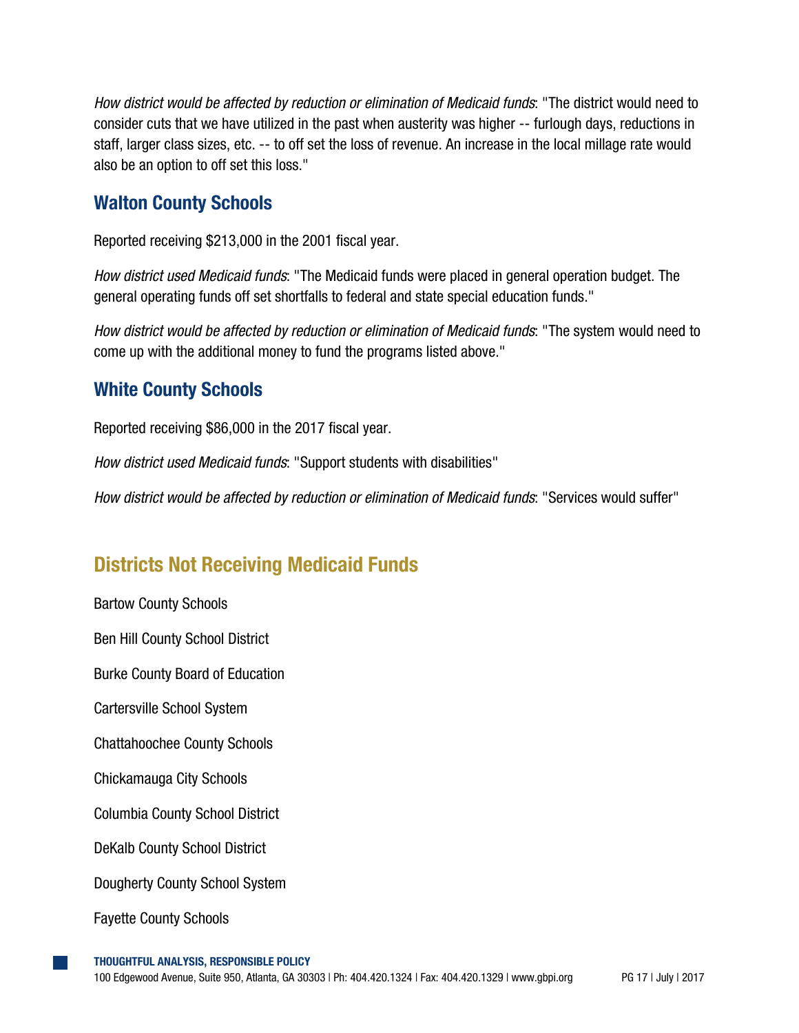*How district would be affected by reduction or elimination of Medicaid funds*: "The district would need to consider cuts that we have utilized in the past when austerity was higher -- furlough days, reductions in staff, larger class sizes, etc. -- to off set the loss of revenue. An increase in the local millage rate would also be an option to off set this loss."

### Walton County Schools

Reported receiving $213,000 in the 2001 fiscal year.

*How district used Medicaid funds*: "The Medicaid funds were placed in general operation budget. The general operating funds off set shortfalls to federal and state special education funds."

*How district would be affected by reduction or elimination of Medicaid funds*: "The system would need to come up with the additional money to fund the programs listed above."

### White County Schools

Reported receiving $86,000 in the 2017 fiscal year.

*How district used Medicaid funds*: "Support students with disabilities"

*How district would be affected by reduction or elimination of Medicaid funds*: "Services would suffer"

## Districts Not Receiving Medicaid Funds

Bartow County Schools

Ben Hill County School District

Burke County Board of Education

Cartersville School System

Chattahoochee County Schools

Chickamauga City Schools

Columbia County School District

DeKalb County School District

Dougherty County School System

Fayette County Schools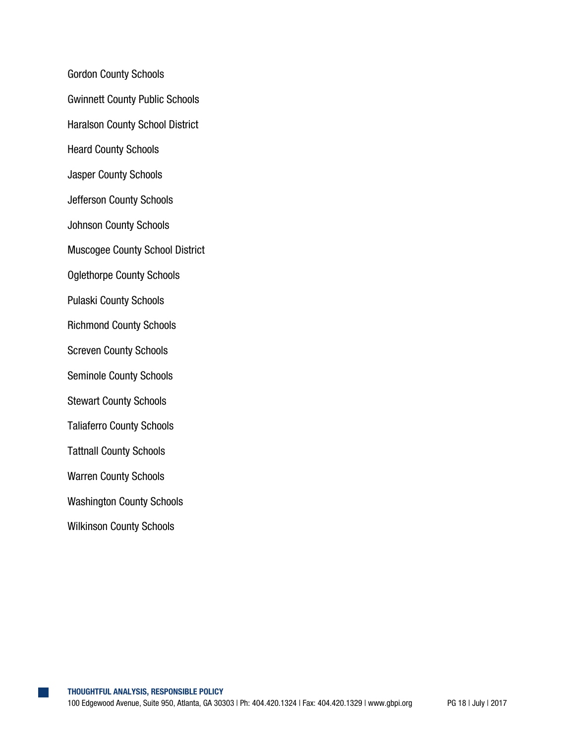Gordon County Schools

Gwinnett County Public Schools

Haralson County School District

Heard County Schools

Jasper County Schools

Jefferson County Schools

Johnson County Schools

Muscogee County School District

Oglethorpe County Schools

Pulaski County Schools

Richmond County Schools

Screven County Schools

Seminole County Schools

Stewart County Schools

Taliaferro County Schools

Tattnall County Schools

Warren County Schools

Washington County Schools

Wilkinson County Schools